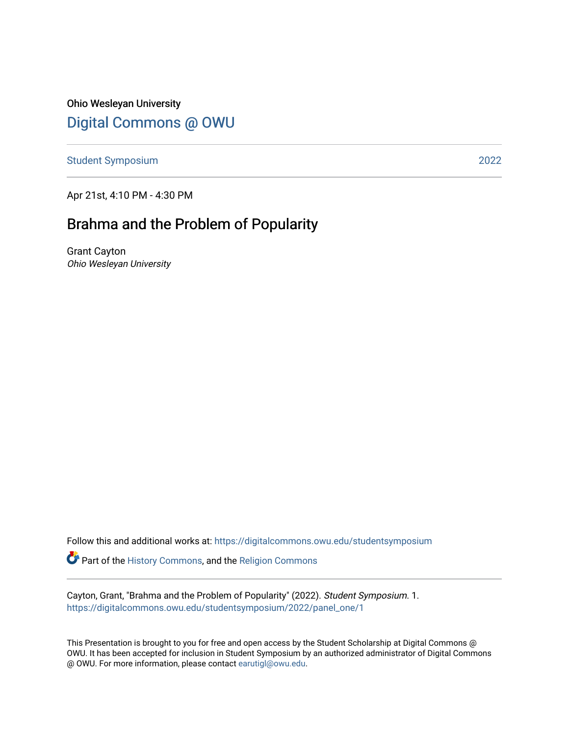Ohio Wesleyan University

[Digital Commons @ OWU](https://digitalcommons.owu.edu)

Student Symposium 2022

Apr 21st, 4:10 PM - 4:30 PM

# Brahma and the Problem of Popularity

Grant Cayton
*Ohio Wesleyan University*

Follow this and additional works at: https://digitalcommons.owu.edu/studentsymposium

Part of the History Commons, and the Religion Commons

Cayton, Grant, "Brahma and the Problem of Popularity" (2022). *Student Symposium*. 1.
https://digitalcommons.owu.edu/studentsymposium/2022/panel_one/1

This Presentation is brought to you for free and open access by the Student Scholarship at Digital Commons @ OWU. It has been accepted for inclusion in Student Symposium by an authorized administrator of Digital Commons @ OWU. For more information, please contact earutigl@owu.edu.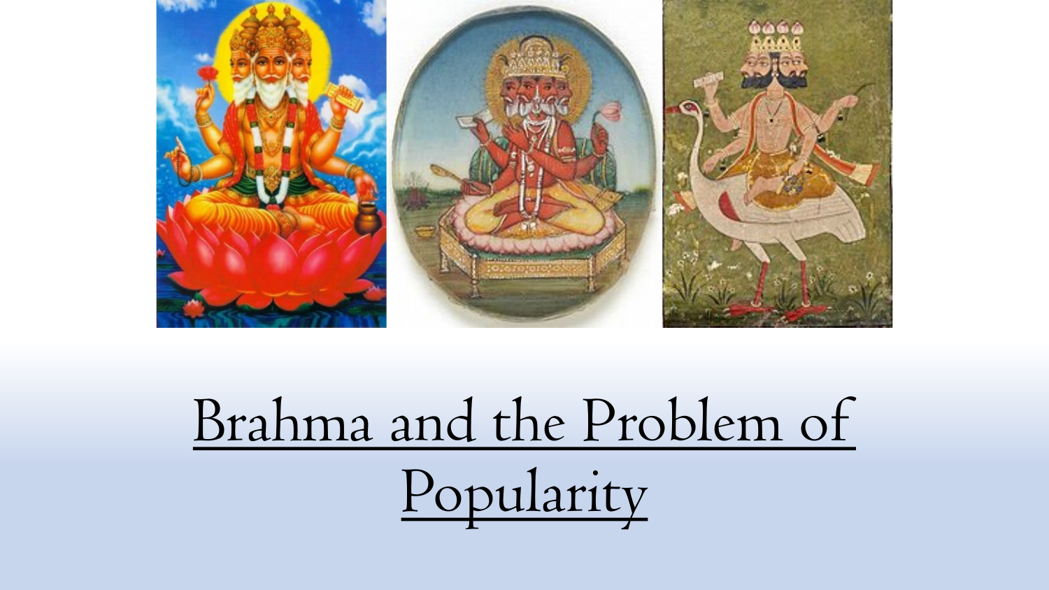# Brahma and the Problem of Popularity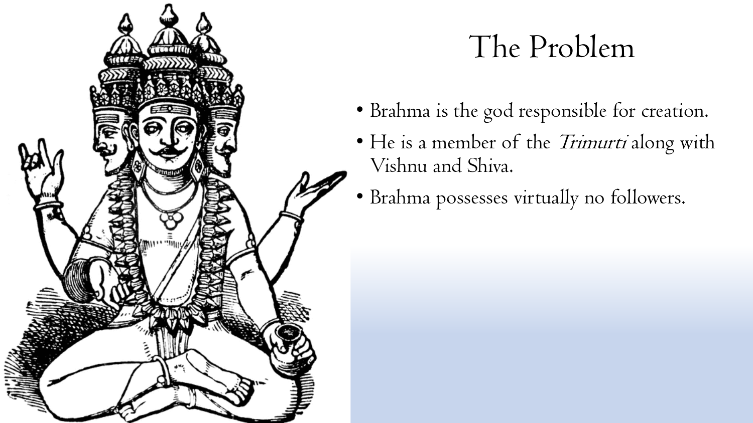# The Problem

- Brahma is the god responsible for creation.
- He is a member of the *Trimurti* along with Vishnu and Shiva.
- Brahma possesses virtually no followers.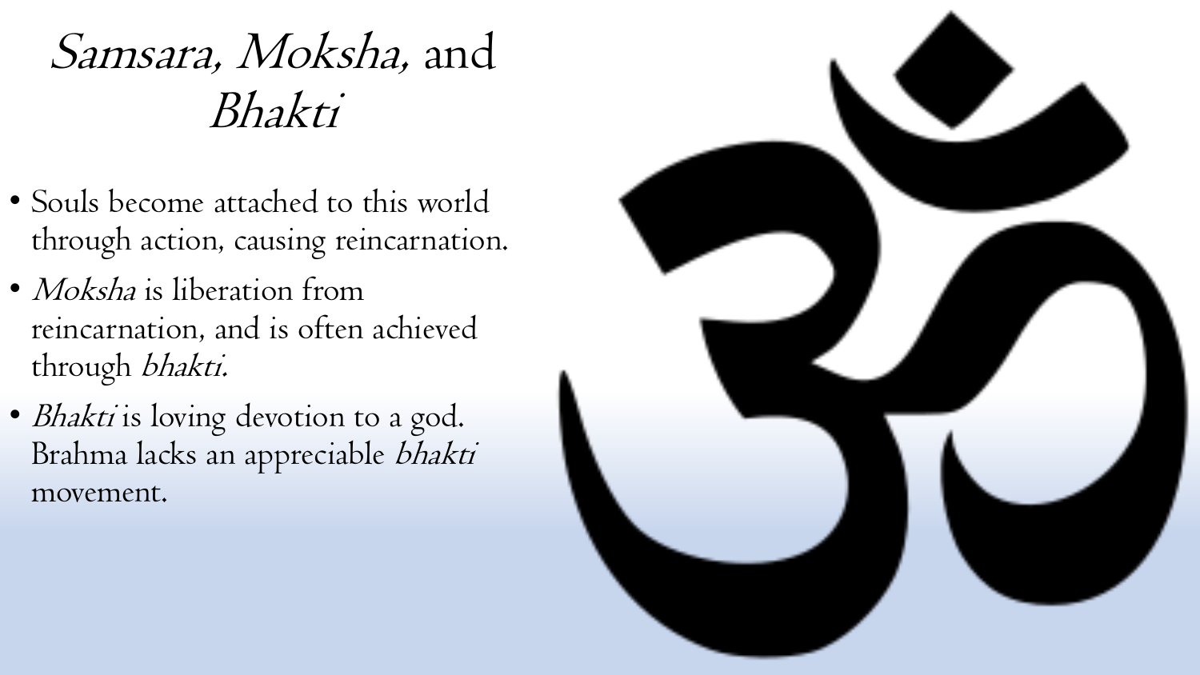# *Samsara, Moksha,* and *Bhakti*

- Souls become attached to this world through action, causing reincarnation.
- *Moksha* is liberation from reincarnation, and is often achieved through *bhakti.*
- *Bhakti* is loving devotion to a god. Brahma lacks an appreciable *bhakti* movement.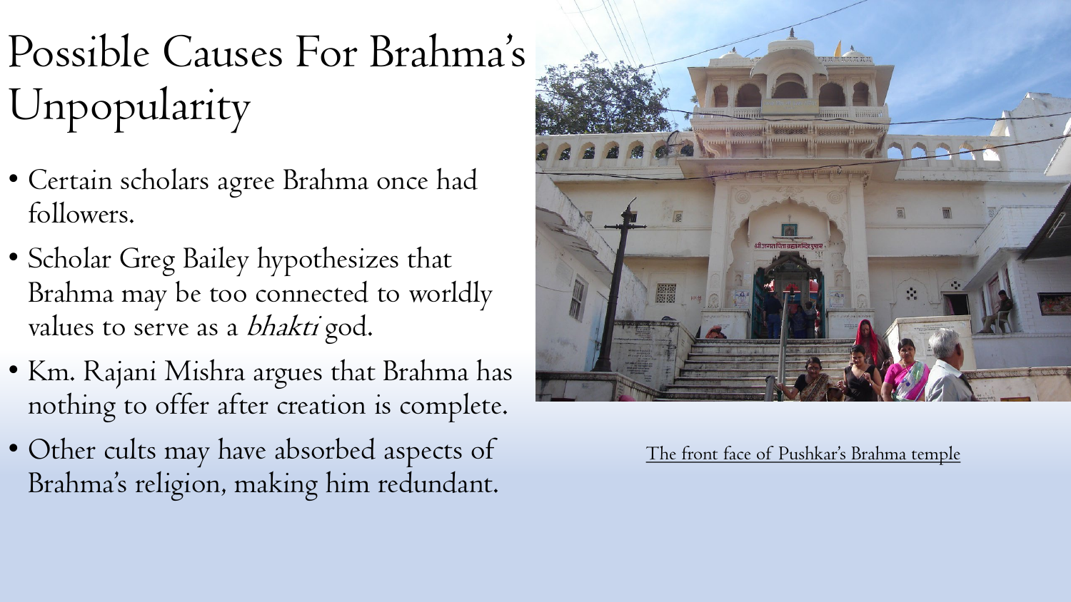# Possible Causes For Brahma's Unpopularity

- Certain scholars agree Brahma once had followers.
- Scholar Greg Bailey hypothesizes that Brahma may be too connected to worldly values to serve as a *bhakti* god.
- Km. Rajani Mishra argues that Brahma has nothing to offer after creation is complete.
- Other cults may have absorbed aspects of Brahma's religion, making him redundant.

The front face of Pushkar's Brahma temple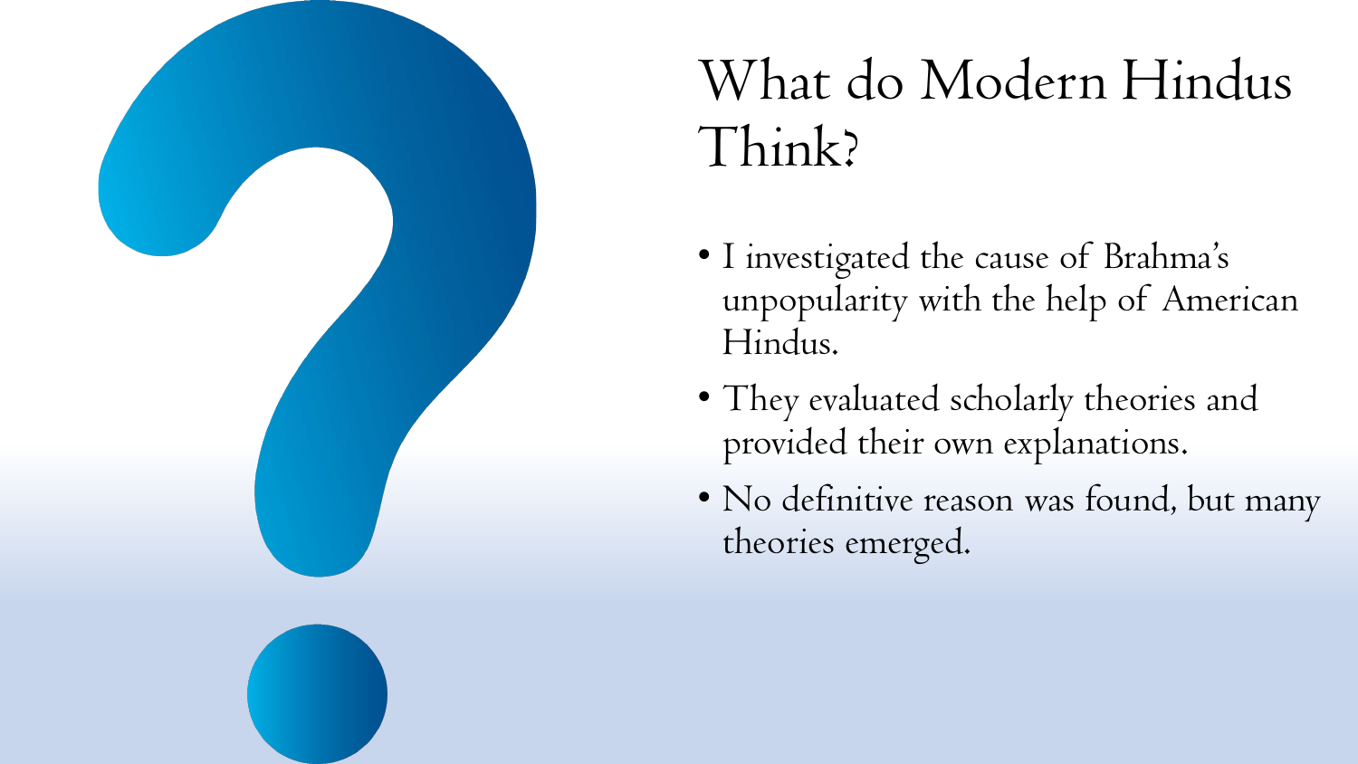# What do Modern Hindus Think?

- I investigated the cause of Brahma's unpopularity with the help of American Hindus.
- They evaluated scholarly theories and provided their own explanations.
- No definitive reason was found, but many theories emerged.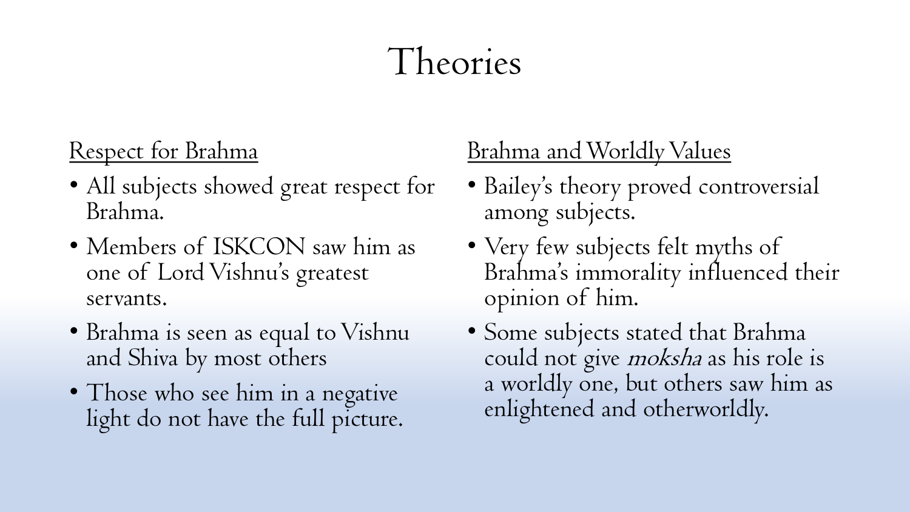# Theories

## Respect for Brahma

- All subjects showed great respect for Brahma.
- Members of ISKCON saw him as one of Lord Vishnu's greatest servants.
- Brahma is seen as equal to Vishnu and Shiva by most others
- Those who see him in a negative light do not have the full picture.

## Brahma and Worldly Values

- Bailey's theory proved controversial among subjects.
- Very few subjects felt myths of Brahma's immorality influenced their opinion of him.
- Some subjects stated that Brahma could not give *moksha* as his role is a worldly one, but others saw him as enlightened and otherworldly.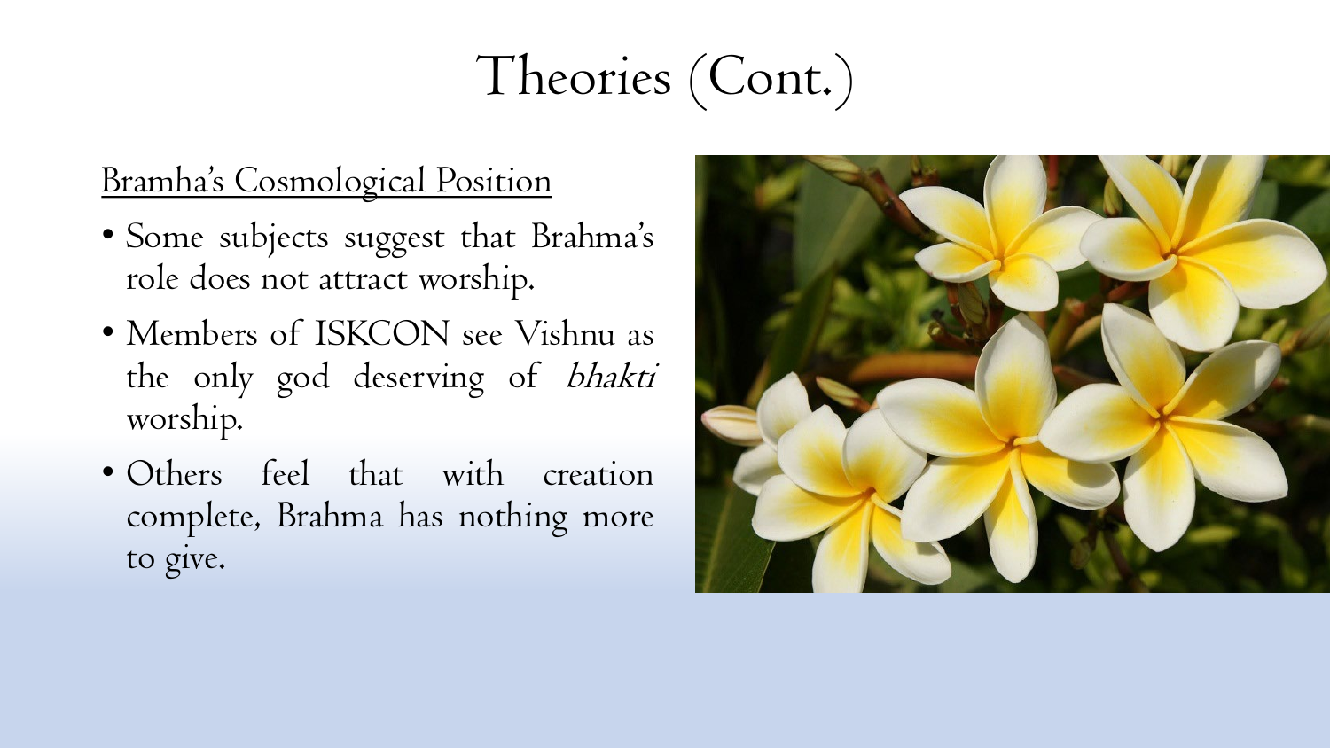# Theories (Cont.)

Bramha's Cosmological Position

- Some subjects suggest that Brahma's role does not attract worship.
- Members of ISKCON see Vishnu as the only god deserving of *bhakti* worship.
- Others feel that with creation complete, Brahma has nothing more to give.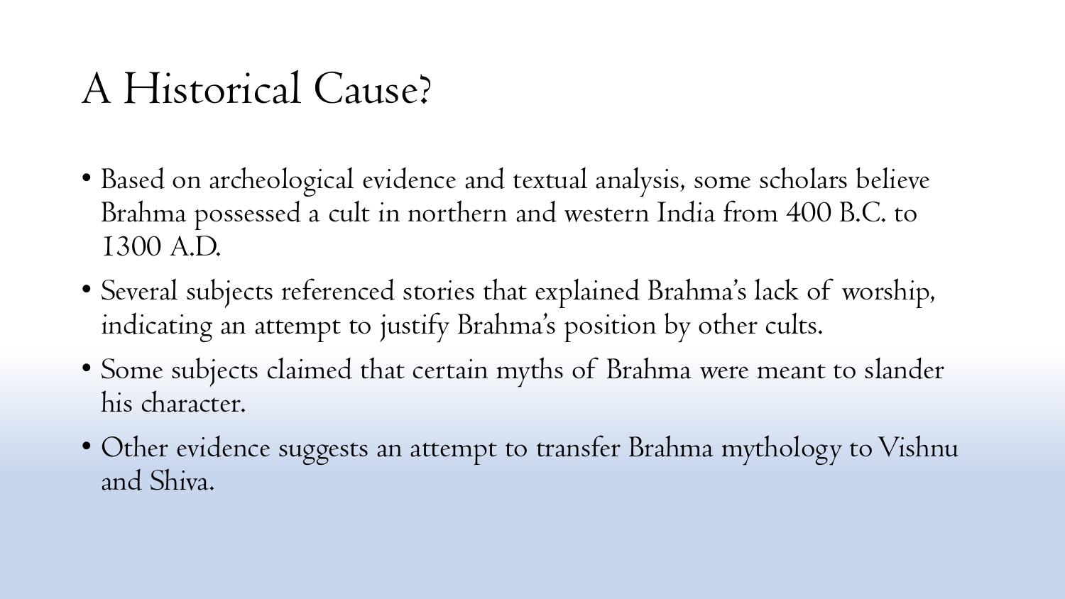# A Historical Cause?

- Based on archeological evidence and textual analysis, some scholars believe Brahma possessed a cult in northern and western India from 400 B.C. to 1300 A.D.
- Several subjects referenced stories that explained Brahma's lack of worship, indicating an attempt to justify Brahma's position by other cults.
- Some subjects claimed that certain myths of Brahma were meant to slander his character.
- Other evidence suggests an attempt to transfer Brahma mythology to Vishnu and Shiva.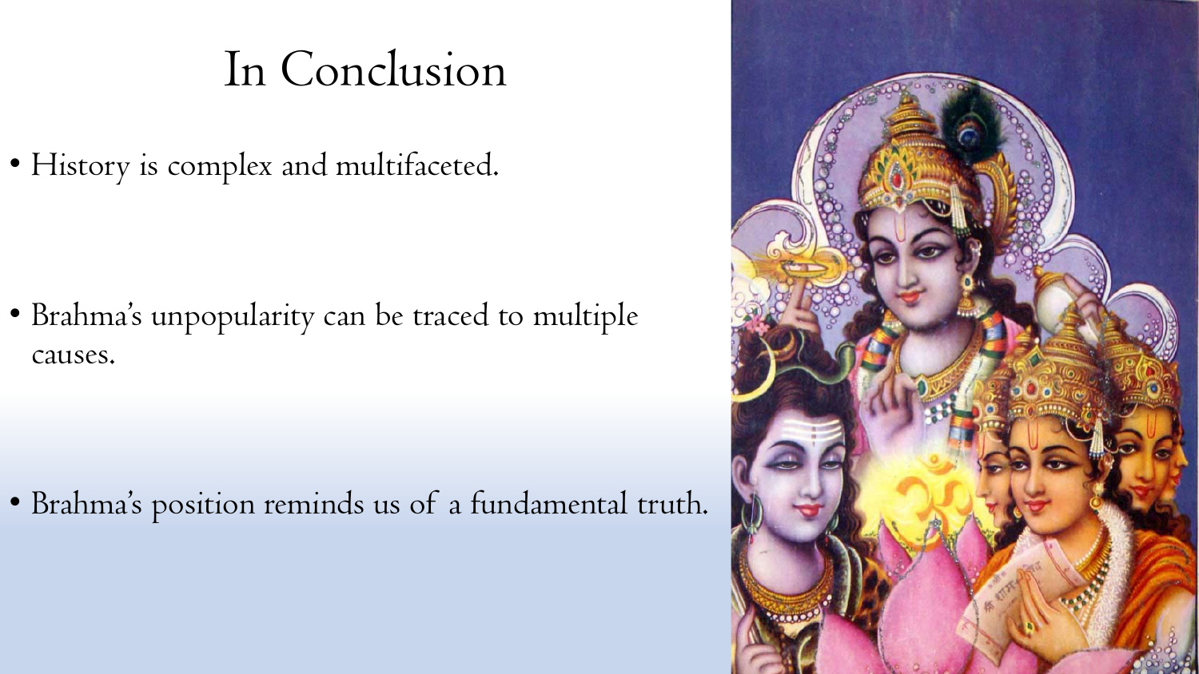# In Conclusion

- History is complex and multifaceted.
- Brahma's unpopularity can be traced to multiple causes.
- Brahma's position reminds us of a fundamental truth.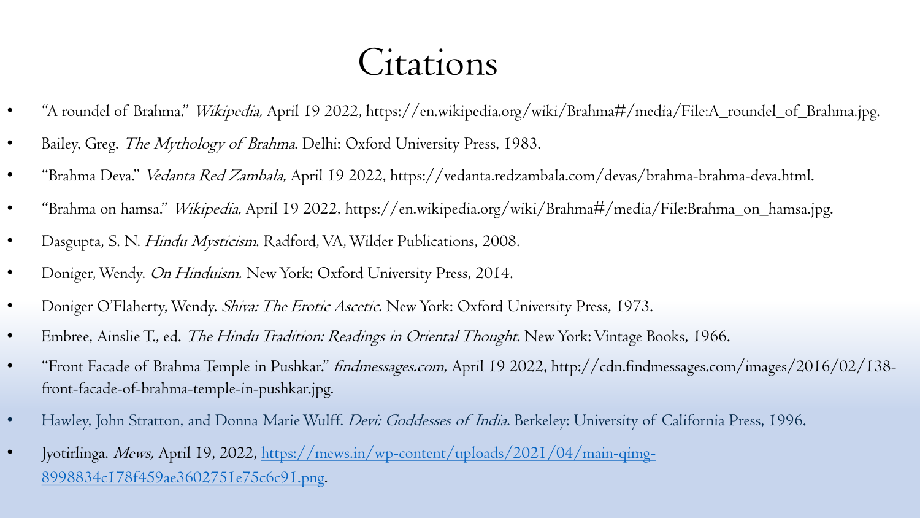# Citations

- "A roundel of Brahma." *Wikipedia,* April 19 2022, https://en.wikipedia.org/wiki/Brahma#/media/File:A_roundel_of_Brahma.jpg.
- Bailey, Greg. *The Mythology of Brahma.* Delhi: Oxford University Press, 1983.
- "Brahma Deva." *Vedanta Red Zambala,* April 19 2022, https://vedanta.redzambala.com/devas/brahma-brahma-deva.html.
- "Brahma on hamsa." *Wikipedia,* April 19 2022, https://en.wikipedia.org/wiki/Brahma#/media/File:Brahma_on_hamsa.jpg.
- Dasgupta, S. N. *Hindu Mysticism.* Radford, VA, Wilder Publications, 2008.
- Doniger, Wendy. *On Hinduism.* New York: Oxford University Press, 2014.
- Doniger O'Flaherty, Wendy. *Shiva: The Erotic Ascetic.* New York: Oxford University Press, 1973.
- Embree, Ainslie T., ed. *The Hindu Tradition: Readings in Oriental Thought.* New York: Vintage Books, 1966.
- "Front Facade of Brahma Temple in Pushkar." *findmessages.com,* April 19 2022, http://cdn.findmessages.com/images/2016/02/138-front-facade-of-brahma-temple-in-pushkar.jpg.
- Hawley, John Stratton, and Donna Marie Wulff. *Devi: Goddesses of India.* Berkeley: University of California Press, 1996.
- Jyotirlinga. *Mews,* April 19, 2022, [https://mews.in/wp-content/uploads/2021/04/main-qimg-8998834c178f459ae3602751e75c6c91.png](https://mews.in/wp-content/uploads/2021/04/main-qimg-8998834c178f459ae3602751e75c6c91.png).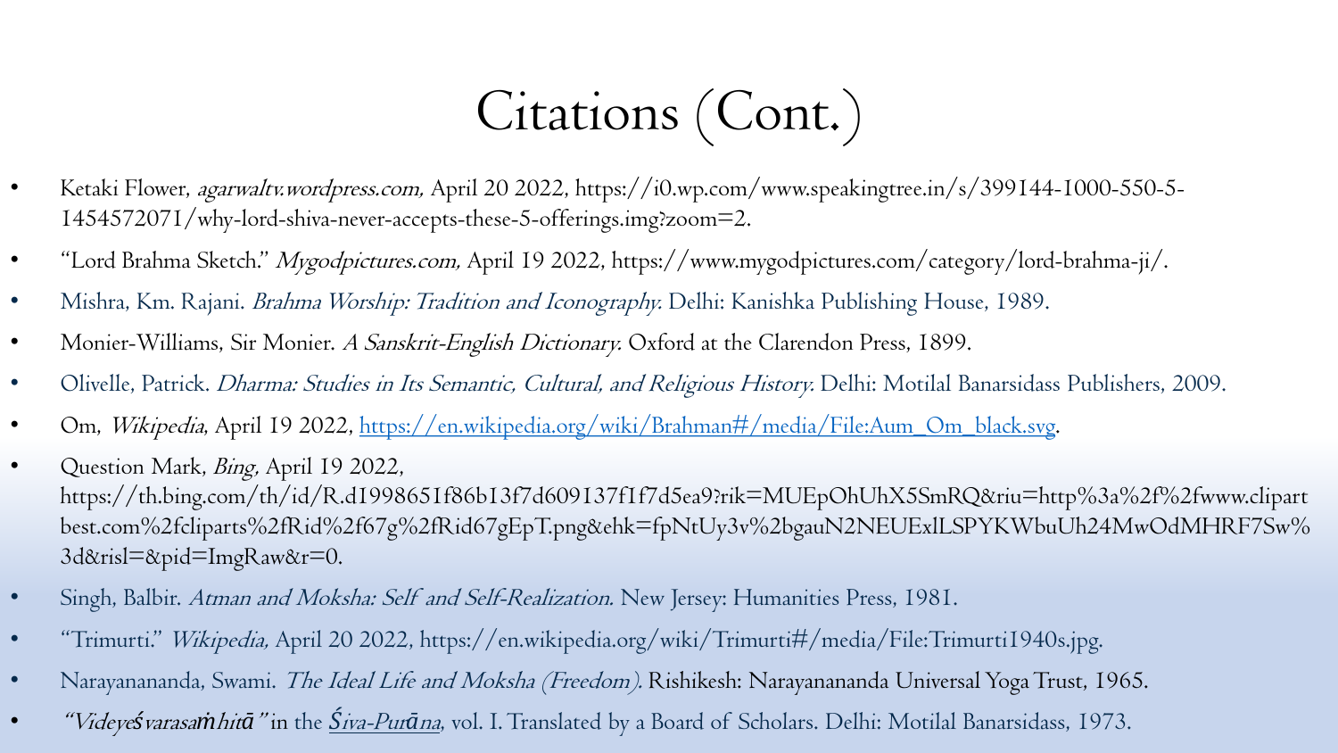# Citations (Cont.)

- Ketaki Flower, *agarwaltv.wordpress.com,* April 20 2022, https://i0.wp.com/www.speakingtree.in/s/399144-1000-550-5-1454572071/why-lord-shiva-never-accepts-these-5-offerings.img?zoom=2.
- "Lord Brahma Sketch." *Mygodpictures.com,* April 19 2022, https://www.mygodpictures.com/category/lord-brahma-ji/.
- Mishra, Km. Rajani. *Brahma Worship: Tradition and Iconography.* Delhi: Kanishka Publishing House, 1989.
- Monier-Williams, Sir Monier. *A Sanskrit-English Dictionary.* Oxford at the Clarendon Press, 1899.
- Olivelle, Patrick. *Dharma: Studies in Its Semantic, Cultural, and Religious History.* Delhi: Motilal Banarsidass Publishers, 2009.
- Om, *Wikipedia*, April 19 2022, https://en.wikipedia.org/wiki/Brahman#/media/File:Aum_Om_black.svg.
- Question Mark, *Bing,* April 19 2022, https://th.bing.com/th/id/R.d1998651f86b13f7d609137f1f7d5ea9?rik=MUEpOhUhX5SmRQ&riu=http%3a%2f%2fwww.clipartbest.com%2fcliparts%2fRid%2f67g%2fRid67gEpT.png&ehk=fpNtUy3v%2bgauN2NEUExlLSPYKWbuUh24MwOdMHRF7Sw%3d&risl=&pid=ImgRaw&r=0.
- Singh, Balbir. *Atman and Moksha: Self and Self-Realization.* New Jersey: Humanities Press, 1981.
- "Trimurti." *Wikipedia,* April 20 2022, https://en.wikipedia.org/wiki/Trimurti#/media/File:Trimurti1940s.jpg.
- Narayanananda, Swami. *The Ideal Life and Moksha (Freedom).* Rishikesh: Narayanananda Universal Yoga Trust, 1965.
- *"Videyeśvarasaṁhitā"* in the *Śiva-Purāna*, vol. I. Translated by a Board of Scholars. Delhi: Motilal Banarsidass, 1973.